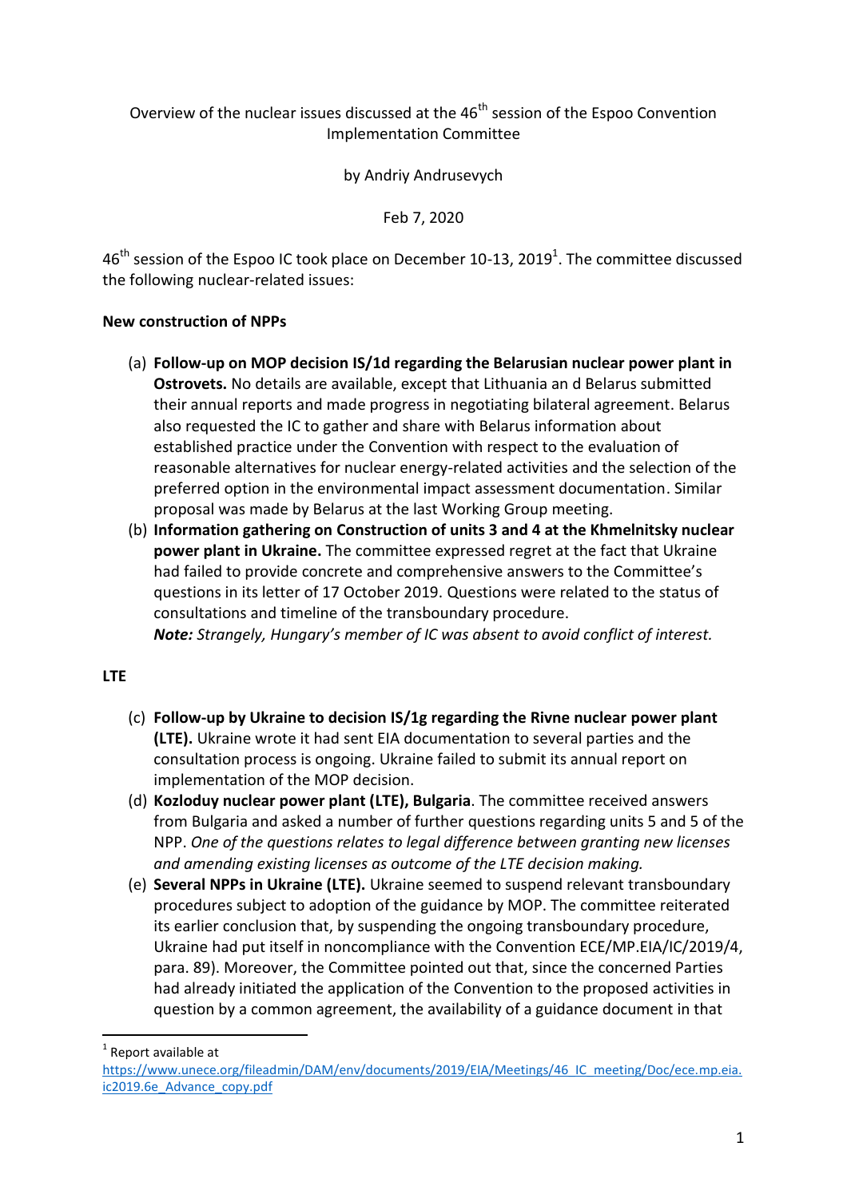Overview of the nuclear issues discussed at the 46th session of the Espoo Convention Implementation Committee

by Andriy Andrusevych

Feb 7, 2020

46th session of the Espoo IC took place on December 10-13, 2019[1]. The committee discussed the following nuclear-related issues:

**New construction of NPPs**

(a) **Follow-up on MOP decision IS/1d regarding the Belarusian nuclear power plant in Ostrovets.** No details are available, except that Lithuania an d Belarus submitted their annual reports and made progress in negotiating bilateral agreement. Belarus also requested the IC to gather and share with Belarus information about established practice under the Convention with respect to the evaluation of reasonable alternatives for nuclear energy-related activities and the selection of the preferred option in the environmental impact assessment documentation. Similar proposal was made by Belarus at the last Working Group meeting.

(b) **Information gathering on Construction of units 3 and 4 at the Khmelnitsky nuclear power plant in Ukraine.** The committee expressed regret at the fact that Ukraine had failed to provide concrete and comprehensive answers to the Committee's questions in its letter of 17 October 2019. Questions were related to the status of consultations and timeline of the transboundary procedure.
***Note:*** *Strangely, Hungary's member of IC was absent to avoid conflict of interest.*

**LTE**

(c) **Follow-up by Ukraine to decision IS/1g regarding the Rivne nuclear power plant (LTE).** Ukraine wrote it had sent EIA documentation to several parties and the consultation process is ongoing. Ukraine failed to submit its annual report on implementation of the MOP decision.

(d) **Kozloduy nuclear power plant (LTE), Bulgaria**. The committee received answers from Bulgaria and asked a number of further questions regarding units 5 and 5 of the NPP. *One of the questions relates to legal difference between granting new licenses and amending existing licenses as outcome of the LTE decision making.*

(e) **Several NPPs in Ukraine (LTE).** Ukraine seemed to suspend relevant transboundary procedures subject to adoption of the guidance by MOP. The committee reiterated its earlier conclusion that, by suspending the ongoing transboundary procedure, Ukraine had put itself in noncompliance with the Convention ECE/MP.EIA/IC/2019/4, para. 89). Moreover, the Committee pointed out that, since the concerned Parties had already initiated the application of the Convention to the proposed activities in question by a common agreement, the availability of a guidance document in that

---

[1] Report available at https://www.unece.org/fileadmin/DAM/env/documents/2019/EIA/Meetings/46_IC_meeting/Doc/ece.mp.eia.ic2019.6e_Advance_copy.pdf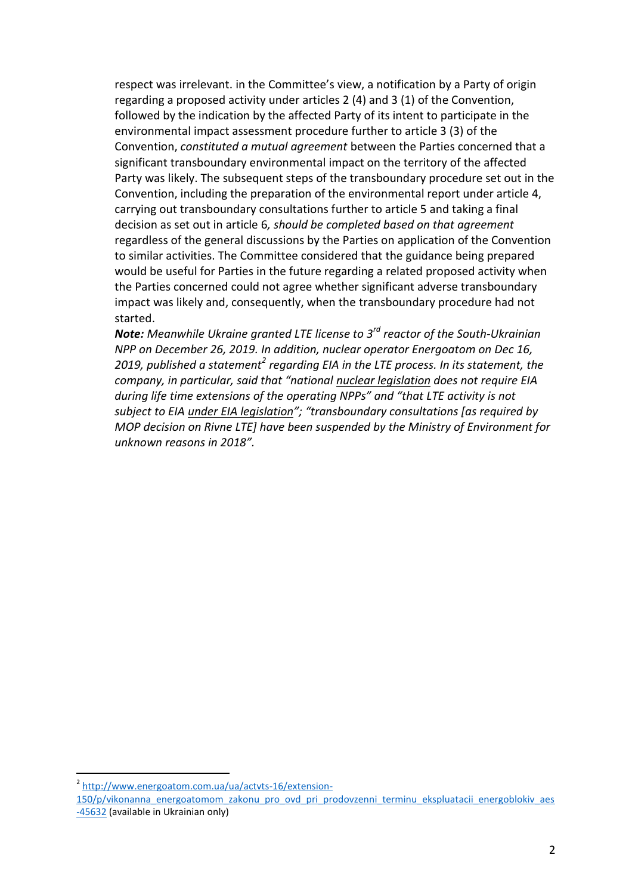respect was irrelevant. in the Committee's view, a notification by a Party of origin regarding a proposed activity under articles 2 (4) and 3 (1) of the Convention, followed by the indication by the affected Party of its intent to participate in the environmental impact assessment procedure further to article 3 (3) of the Convention, *constituted a mutual agreement* between the Parties concerned that a significant transboundary environmental impact on the territory of the affected Party was likely. The subsequent steps of the transboundary procedure set out in the Convention, including the preparation of the environmental report under article 4, carrying out transboundary consultations further to article 5 and taking a final decision as set out in article 6*, should be completed based on that agreement* regardless of the general discussions by the Parties on application of the Convention to similar activities. The Committee considered that the guidance being prepared would be useful for Parties in the future regarding a related proposed activity when the Parties concerned could not agree whether significant adverse transboundary impact was likely and, consequently, when the transboundary procedure had not started.

***Note:*** *Meanwhile Ukraine granted LTE license to 3rd reactor of the South-Ukrainian NPP on December 26, 2019. In addition, nuclear operator Energoatom on Dec 16, 2019, published a statement[2] regarding EIA in the LTE process. In its statement, the company, in particular, said that "national nuclear legislation does not require EIA during life time extensions of the operating NPPs" and "that LTE activity is not subject to EIA under EIA legislation"; "transboundary consultations [as required by MOP decision on Rivne LTE] have been suspended by the Ministry of Environment for unknown reasons in 2018".*

---

[2] http://www.energoatom.com.ua/ua/actvts-16/extension-150/p/vikonanna_energoatomom_zakonu_pro_ovd_pri_prodovzenni_terminu_ekspluatacii_energoblokiv_aes-45632 (available in Ukrainian only)